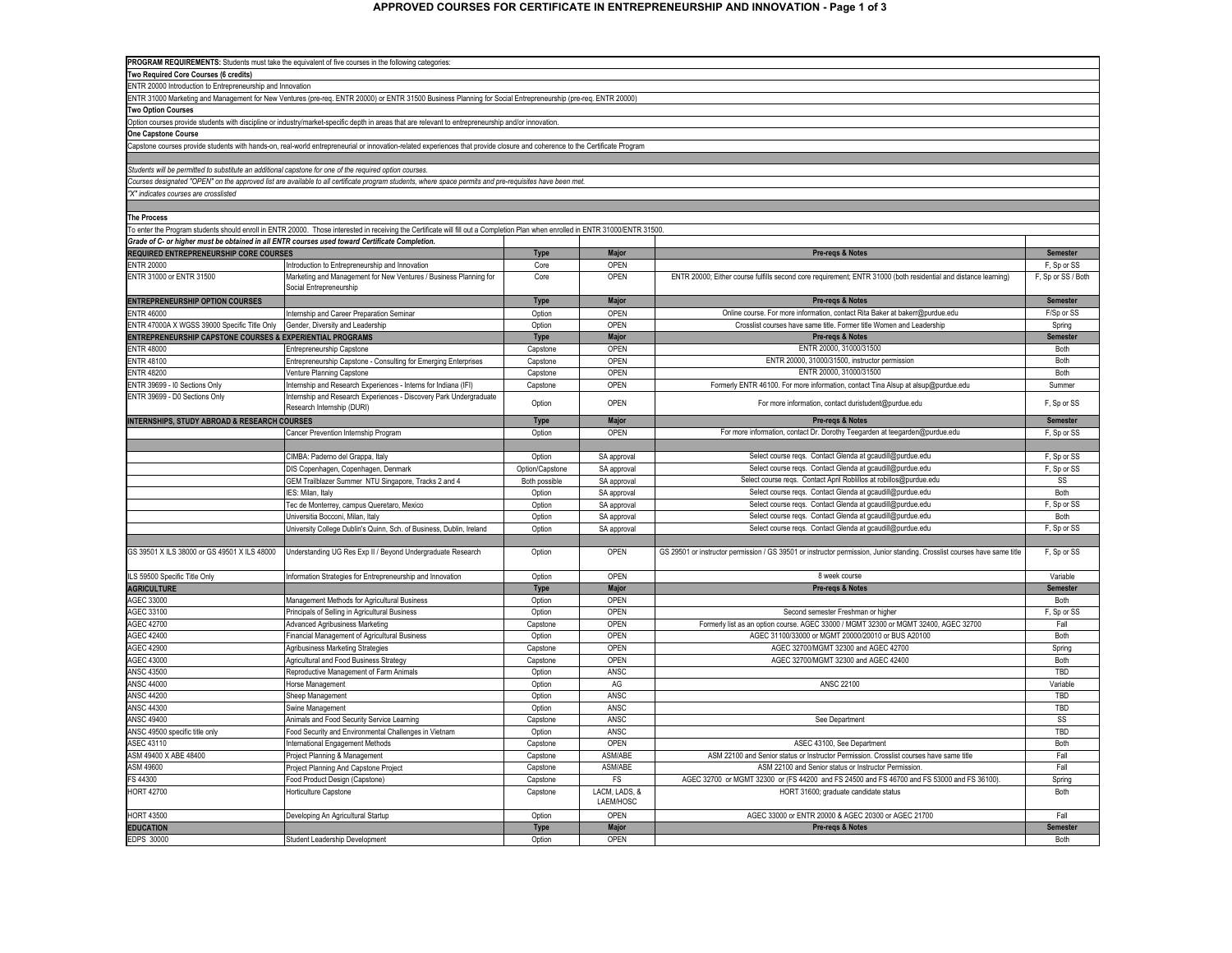# APPROVED COURSES FOR CERTIFICATE IN ENTREPRENEURSHIP AND INNOVATION

**PROGRAM REQUIREMENTS:** Students must take the equivalent of five courses in the following categories:

**Two Required Core Courses (6 credits)**

ENTR 20000 Introduction to Entrepreneurship and Innovation

ENTR 31000 Marketing and Management for New Ventures (pre-req. ENTR 20000) or ENTR 31500 Business Planning for Social Entrepreneurship (pre-req. ENTR 20000)

**Two Option Courses**

Option courses provide students with discipline or industry/market-specific depth in areas that are relevant to entrepreneurship and/or innovation.

**One Capstone Course**

Capstone courses provide students with hands-on, real-world entrepreneurial or innovation-related experiences that provide closure and coherence to the Certificate Program

*Students will be permitted to substitute an additional capstone for one of the required option courses.*

*Courses designated "OPEN" on the approved list are available to all certificate program students, where space permits and pre-requisites have been met.*

*"X" indicates courses are crosslisted*

**The Process**

To enter the Program students should enroll in ENTR 20000. Those interested in receiving the Certificate will fill out a Completion Plan when enrolled in ENTR 31000/ENTR 31500.

***Grade of C- or higher must be obtained in all ENTR courses used toward Certificate Completion.***

| | | | | | |
|---|---|---|---|---|---|
| **REQUIRED ENTREPRENEURSHIP CORE COURSES** | | **Type** | **Major** | **Pre-reqs & Notes** | **Semester** |
| ENTR 20000 | Introduction to Entrepreneurship and Innovation | Core | OPEN | | F, Sp or SS |
| ENTR 31000 or ENTR 31500 | Marketing and Management for New Ventures / Business Planning for Social Entrepreneurship | Core | OPEN | ENTR 20000; Either course fulfills second core requirement; ENTR 31000 (both residential and distance learning) | F, Sp or SS / Both |
| **ENTREPRENEURSHIP OPTION COURSES** | | **Type** | **Major** | **Pre-reqs & Notes** | **Semester** |
| ENTR 46000 | Internship and Career Preparation Seminar | Option | OPEN | Online course. For more information, contact Rita Baker at bakerr@purdue.edu | F/Sp or SS |
| ENTR 47000A X WGSS 39000 Specific Title Only | Gender, Diversity and Leadership | Option | OPEN | Crosslist courses have same title. Former title Women and Leadership | Spring |
| **ENTREPRENEURSHIP CAPSTONE COURSES & EXPERIENTIAL PROGRAMS** | | **Type** | **Major** | **Pre-reqs & Notes** | **Semester** |
| ENTR 48000 | Entrepreneurship Capstone | Capstone | OPEN | ENTR 20000, 31000/31500 | Both |
| ENTR 48100 | Entrepreneurship Capstone - Consulting for Emerging Enterprises | Capstone | OPEN | ENTR 20000, 31000/31500, instructor permission | Both |
| ENTR 48200 | Venture Planning Capstone | Capstone | OPEN | ENTR 20000, 31000/31500 | Both |
| ENTR 39699 - I0 Sections Only | Internship and Research Experiences - Interns for Indiana (IFI) | Capstone | OPEN | Formerly ENTR 46100. For more information, contact Tina Alsup at alsup@purdue.edu | Summer |
| ENTR 39699 - D0 Sections Only | Internship and Research Experiences - Discovery Park Undergraduate Research Internship (DURI) | Option | OPEN | For more information, contact duristudent@purdue.edu | F, Sp or SS |
| **INTERNSHIPS, STUDY ABROAD & RESEARCH COURSES** | | **Type** | **Major** | **Pre-reqs & Notes** | **Semester** |
| | Cancer Prevention Internship Program | Option | OPEN | For more information, contact Dr. Dorothy Teegarden at teegarden@purdue.edu | F, Sp or SS |
| | | | | | |
| | CIMBA: Paderno del Grappa, Italy | Option | SA approval | Select course reqs. Contact Glenda at gcaudill@purdue.edu | F, Sp or SS |
| | DIS Copenhagen, Copenhagen, Denmark | Option/Capstone | SA approval | Select course reqs. Contact Glenda at gcaudill@purdue.edu | F, Sp or SS |
| | GEM Trailblazer Summer NTU Singapore, Tracks 2 and 4 | Both possible | SA approval | Select course reqs. Contact April Robillos at robillos@purdue.edu | SS |
| | IES: Milan, Italy | Option | SA approval | Select course reqs. Contact Glenda at gcaudill@purdue.edu | Both |
| | Tec de Monterrey, campus Queretaro, Mexico | Option | SA approval | Select course reqs. Contact Glenda at gcaudill@purdue.edu | F, Sp or SS |
| | Universitia Bocconi, Milan, Italy | Option | SA approval | Select course reqs. Contact Glenda at gcaudill@purdue.edu | Both |
| | University College Dublin's Quinn, Sch. of Business, Dublin, Ireland | Option | SA approval | Select course reqs. Contact Glenda at gcaudill@purdue.edu | F, Sp or SS |
| | | | | | |
| GS 39501 X ILS 38000 or GS 49501 X ILS 48000 | Understanding UG Res Exp II / Beyond Undergraduate Research | Option | OPEN | GS 29501 or instructor permission / GS 39501 or instructor permission, Junior standing. Crosslist courses have same title | F, Sp or SS |
| ILS 59500 Specific Title Only | Information Strategies for Entrepreneurship and Innovation | Option | OPEN | 8 week course | Variable |
| **AGRICULTURE** | | **Type** | **Major** | **Pre-reqs & Notes** | **Semester** |
| AGEC 33000 | Management Methods for Agricultural Business | Option | OPEN | | Both |
| AGEC 33100 | Principals of Selling in Agricultural Business | Option | OPEN | Second semester Freshman or higher | F, Sp or SS |
| AGEC 42700 | Advanced Agribusiness Marketing | Capstone | OPEN | Formerly list as an option course. AGEC 33000 / MGMT 32300 or MGMT 32400, AGEC 32700 | Fall |
| AGEC 42400 | Financial Management of Agricultural Business | Option | OPEN | AGEC 31100/33000 or MGMT 20000/20010 or BUS A20100 | Both |
| AGEC 42900 | Agribusiness Marketing Strategies | Capstone | OPEN | AGEC 32700/MGMT 32300 and AGEC 42700 | Spring |
| AGEC 43000 | Agricultural and Food Business Strategy | Capstone | OPEN | AGEC 32700/MGMT 32300 and AGEC 42400 | Both |
| ANSC 43500 | Reproductive Management of Farm Animals | Option | ANSC | | TBD |
| ANSC 44000 | Horse Management | Option | AG | ANSC 22100 | Variable |
| ANSC 44200 | Sheep Management | Option | ANSC | | TBD |
| ANSC 44300 | Swine Management | Option | ANSC | | TBD |
| ANSC 49400 | Animals and Food Security Service Learning | Capstone | ANSC | See Department | SS |
| ANSC 49500 specific title only | Food Security and Environmental Challenges in Vietnam | Option | ANSC | | TBD |
| ASEC 43110 | International Engagement Methods | Capstone | OPEN | ASEC 43100, See Department | Both |
| ASM 49400 X ABE 48400 | Project Planning & Management | Capstone | ASM/ABE | ASM 22100 and Senior status or Instructor Permission. Crosslist courses have same title | Fall |
| ASM 49600 | Project Planning And Capstone Project | Capstone | ASM/ABE | ASM 22100 and Senior status or Instructor Permission. | Fall |
| FS 44300 | Food Product Design (Capstone) | Capstone | FS | AGEC 32700 or MGMT 32300 or (FS 44200 and FS 24500 and FS 46700 and FS 53000 and FS 36100). | Spring |
| HORT 42700 | Horticulture Capstone | Capstone | LACM, LADS, & LAEM/HOSC | HORT 31600; graduate candidate status | Both |
| HORT 43500 | Developing An Agricultural Startup | Option | OPEN | AGEC 33000 or ENTR 20000 & AGEC 20300 or AGEC 21700 | Fall |
| **EDUCATION** | | **Type** | **Major** | **Pre-reqs & Notes** | **Semester** |
| EDPS 30000 | Student Leadership Development | Option | OPEN | | Both |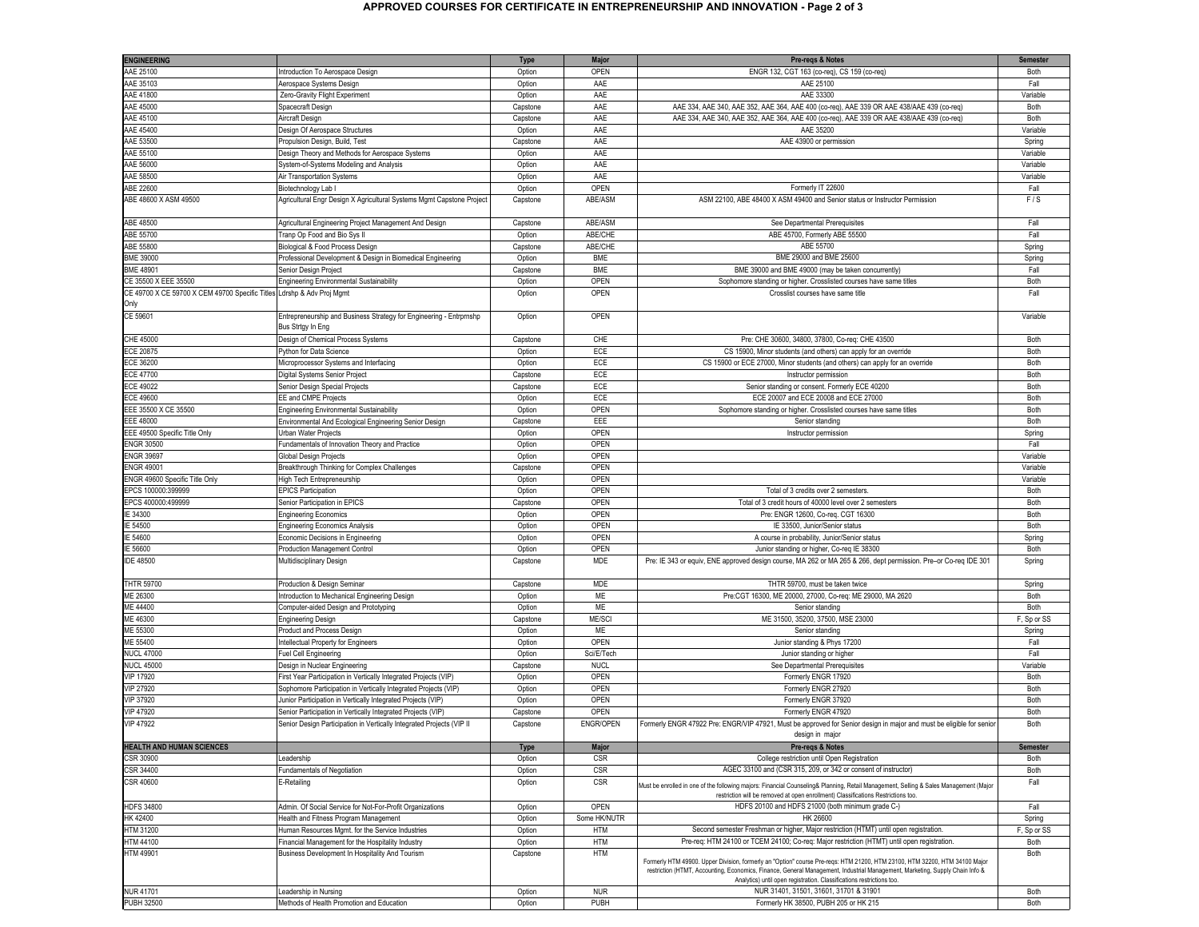# APPROVED COURSES FOR CERTIFICATE IN ENTREPRENEURSHIP AND INNOVATION - Page 2 of 3

| ENGINEERING | | Type | Major | Pre-reqs & Notes | Semester |
|---|---|---|---|---|---|
| AAE 25100 | Introduction To Aerospace Design | Option | OPEN | ENGR 132, CGT 163 (co-req), CS 159 (co-req) | Both |
| AAE 35103 | Aerospace Systems Design | Option | AAE | AAE 25100 | Fall |
| AAE 41800 | Zero-Gravity Flight Experiment | Option | AAE | AAE 33300 | Variable |
| AAE 45000 | Spacecraft Design | Capstone | AAE | AAE 334, AAE 340, AAE 352, AAE 364, AAE 400 (co-req), AAE 339 OR AAE 438/AAE 439 (co-req) | Both |
| AAE 45100 | Aircraft Design | Capstone | AAE | AAE 334, AAE 340, AAE 352, AAE 364, AAE 400 (co-req), AAE 339 OR AAE 438/AAE 439 (co-req) | Both |
| AAE 45400 | Design Of Aerospace Structures | Option | AAE | AAE 35200 | Variable |
| AAE 53500 | Propulsion Design, Build, Test | Capstone | AAE | AAE 43900 or permission | Spring |
| AAE 55100 | Design Theory and Methods for Aerospace Systems | Option | AAE | | Variable |
| AAE 56000 | System-of-Systems Modeling and Analysis | Option | AAE | | Variable |
| AAE 58500 | Air Transportation Systems | Option | AAE | | Variable |
| ABE 22600 | Biotechnology Lab I | Option | OPEN | Formerly IT 22600 | Fall |
| ABE 48600 X ASM 49500 | Agricultural Engr Design X Agricultural Systems Mgmt Capstone Project | Capstone | ABE/ASM | ASM 22100, ABE 48400 X ASM 49400 and Senior status or Instructor Permission | F / S |
| ABE 48500 | Agricultural Engineering Project Management And Design | Capstone | ABE/ASM | See Departmental Prerequisites | Fall |
| ABE 55700 | Tranp Op Food and Bio Sys II | Option | ABE/CHE | ABE 45700, Formerly ABE 55500 | Fall |
| ABE 55800 | Biological & Food Process Design | Capstone | ABE/CHE | ABE 55700 | Spring |
| BME 39000 | Professional Development & Design in Biomedical Engineering | Option | BME | BME 29000 and BME 25600 | Spring |
| BME 48901 | Senior Design Project | Capstone | BME | BME 39000 and BME 49000 (may be taken concurrently) | Fall |
| CE 35500 X EEE 35500 | Engineering Environmental Sustainability | Option | OPEN | Sophomore standing or higher. Crosslisted courses have same titles | Both |
| CE 49700 X CE 59700 X CEM 49700 Specific Titles Only | Ldrshp & Adv Proj Mgmt | Option | OPEN | Crosslist courses have same title | Fall |
| CE 59601 | Entrepreneurship and Business Strategy for Engineering - Entrprnshp Bus Strtgy In Eng | Option | OPEN | | Variable |
| CHE 45000 | Design of Chemical Process Systems | Capstone | CHE | Pre: CHE 30600, 34800, 37800, Co-req: CHE 43500 | Both |
| ECE 20875 | Python for Data Science | Option | ECE | CS 15900, Minor students (and others) can apply for an override | Both |
| ECE 36200 | Microprocessor Systems and Interfacing | Option | ECE | CS 15900 or ECE 27000, Minor students (and others) can apply for an override | Both |
| ECE 47700 | Digital Systems Senior Project | Capstone | ECE | Instructor permission | Both |
| ECE 49022 | Senior Design Special Projects | Capstone | ECE | Senior standing or consent. Formerly ECE 40200 | Both |
| ECE 49600 | EE and CMPE Projects | Option | ECE | ECE 20007 and ECE 20008 and ECE 27000 | Both |
| EEE 35500 X CE 35500 | Engineering Environmental Sustainability | Option | OPEN | Sophomore standing or higher. Crosslisted courses have same titles | Both |
| EEE 48000 | Environmental And Ecological Engineering Senior Design | Capstone | EEE | Senior standing | Both |
| EEE 49500 Specific Title Only | Urban Water Projects | Option | OPEN | Instructor permission | Spring |
| ENGR 30500 | Fundamentals of Innovation Theory and Practice | Option | OPEN | | Fall |
| ENGR 39697 | Global Design Projects | Option | OPEN | | Variable |
| ENGR 49001 | Breakthrough Thinking for Complex Challenges | Capstone | OPEN | | Variable |
| ENGR 49600 Specific Title Only | High Tech Entrepreneurship | Option | OPEN | | Variable |
| EPCS 100000:399999 | EPICS Participation | Option | OPEN | Total of 3 credits over 2 semesters. | Both |
| EPCS 400000:499999 | Senior Participation in EPICS | Capstone | OPEN | Total of 3 credit hours of 40000 level over 2 semesters | Both |
| IE 34300 | Engineering Economics | Option | OPEN | Pre: ENGR 12600, Co-req. CGT 16300 | Both |
| IE 54500 | Engineering Economics Analysis | Option | OPEN | IE 33500, Junior/Senior status | Both |
| IE 54600 | Economic Decisions in Engineering | Option | OPEN | A course in probability, Junior/Senior status | Spring |
| IE 56600 | Production Management Control | Option | OPEN | Junior standing or higher, Co-req IE 38300 | Both |
| IDE 48500 | Multidisciplinary Design | Capstone | MDE | Pre: IE 343 or equiv, ENE approved design course, MA 262 or MA 265 & 266, dept permission. Pre–or Co-req IDE 301 | Spring |
| THTR 59700 | Production & Design Seminar | Capstone | MDE | THTR 59700, must be taken twice | Spring |
| ME 26300 | Introduction to Mechanical Engineering Design | Option | ME | Pre:CGT 16300, ME 20000, 27000, Co-req: ME 29000, MA 2620 | Both |
| ME 44400 | Computer-aided Design and Prototyping | Option | ME | Senior standing | Both |
| ME 46300 | Engineering Design | Capstone | ME/SCI | ME 31500, 35200, 37500, MSE 23000 | F, Sp or SS |
| ME 55300 | Product and Process Design | Option | ME | Senior standing | Spring |
| ME 55400 | Intellectual Property for Engineers | Option | OPEN | Junior standing & Phys 17200 | Fall |
| NUCL 47000 | Fuel Cell Engineering | Option | Sci/E/Tech | Junior standing or higher | Fall |
| NUCL 45000 | Design in Nuclear Engineering | Capstone | NUCL | See Departmental Prerequisites | Variable |
| VIP 17920 | First Year Participation in Vertically Integrated Projects (VIP) | Option | OPEN | Formerly ENGR 17920 | Both |
| VIP 27920 | Sophomore Participation in Vertically Integrated Projects (VIP) | Option | OPEN | Formerly ENGR 27920 | Both |
| VIP 37920 | Junior Participation in Vertically Integrated Projects (VIP) | Option | OPEN | Formerly ENGR 37920 | Both |
| VIP 47920 | Senior Participation in Vertically Integrated Projects (VIP) | Capstone | OPEN | Formerly ENGR 47920 | Both |
| VIP 47922 | Senior Design Participation in Vertically Integrated Projects (VIP II | Capstone | ENGR/OPEN | Formerly ENGR 47922 Pre: ENGR/VIP 47921, Must be approved for Senior design in major and must be eligible for senior design in major | Both |
| **HEALTH AND HUMAN SCIENCES** | | **Type** | **Major** | **Pre-reqs & Notes** | **Semester** |
| CSR 30900 | Leadership | Option | CSR | College restriction until Open Registration | Both |
| CSR 34400 | Fundamentals of Negotiation | Option | CSR | AGEC 33100 and (CSR 315, 209, or 342 or consent of instructor) | Both |
| CSR 40600 | E-Retailing | Option | CSR | Must be enrolled in one of the following majors: Financial Counseling& Planning, Retail Management, Selling & Sales Management (Major restriction will be removed at open enrollment) Classifications Restrictions too. | Fall |
| HDFS 34800 | Admin. Of Social Service for Not-For-Profit Organizations | Option | OPEN | HDFS 20100 and HDFS 21000 (both minimum grade C-) | Fall |
| HK 42400 | Health and Fitness Program Management | Option | Some HK/NUTR | HK 26600 | Spring |
| HTM 31200 | Human Resources Mgmt. for the Service Industries | Option | HTM | Second semester Freshman or higher, Major restriction (HTMT) until open registration. | F, Sp or SS |
| HTM 44100 | Financial Management for the Hospitality Industry | Option | HTM | Pre-req: HTM 24100 or TCEM 24100; Co-req: Major restriction (HTMT) until open registration. | Both |
| HTM 49901 | Business Development In Hospitality And Tourism | Capstone | HTM | Formerly HTM 49900. Upper Division, formerly an "Option" course Pre-reqs: HTM 21200, HTM 23100, HTM 32200, HTM 34100 Major restriction (HTMT, Accounting, Economics, Finance, General Management, Industrial Management, Marketing, Supply Chain Info & Analytics) until open registration. Classifications restrictions too. | Both |
| NUR 41701 | Leadership in Nursing | Option | NUR | NUR 31401, 31501, 31601, 31701 & 31901 | Both |
| PUBH 32500 | Methods of Health Promotion and Education | Option | PUBH | Formerly HK 38500, PUBH 205 or HK 215 | Both |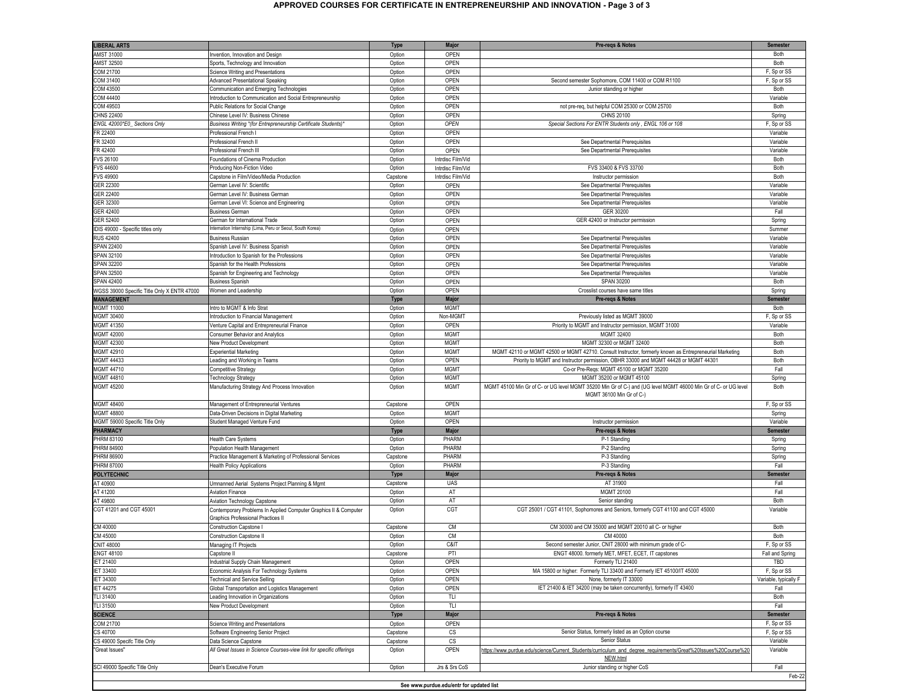# APPROVED COURSES FOR CERTIFICATE IN ENTREPRENEURSHIP AND INNOVATION - Page 3 of 3

| LIBERAL ARTS | | Type | Major | Pre-reqs & Notes | Semester |
|---|---|---|---|---|---|
| AMST 31000 | Invention, Innovation and Design | Option | OPEN | | Both |
| AMST 32500 | Sports, Technology and Innovation | Option | OPEN | | Both |
| COM 21700 | Science Writing and Presentations | Option | OPEN | | F, Sp or SS |
| COM 31400 | Advanced Presentational Speaking | Option | OPEN | Second semester Sophomore, COM 11400 or COM R1100 | F, Sp or SS |
| COM 43500 | Communication and Emerging Technologies | Option | OPEN | Junior standing or higher | Both |
| COM 44400 | Introduction to Communication and Social Entrepreneurship | Option | OPEN | | Variable |
| COM 49503 | Public Relations for Social Change | Option | OPEN | not pre-req, but helpful COM 25300 or COM 25700 | Both |
| CHNS 22400 | Chinese Level IV: Business Chinese | Option | OPEN | CHNS 20100 | Spring |
| *ENGL 42000*E0_ Sections Only* | *Business Writing *(for Entrepreneurship Certificate Students)** | Option | *OPEN* | *Special Sections For ENTR Students only , ENGL 106 or 108* | F, Sp or SS |
| FR 22400 | Professional French I | Option | OPEN | | Variable |
| FR 32400 | Professional French II | Option | OPEN | See Departmental Prerequisites | Variable |
| FR 42400 | Professional French III | Option | OPEN | See Departmental Prerequisites | Variable |
| FVS 26100 | Foundations of Cinema Production | Option | Intrdisc Film/Vid | | Both |
| FVS 44600 | Producing Non-Fiction Video | Option | Intrdisc Film/Vid | FVS 33400 & FVS 33700 | Both |
| FVS 49900 | Capstone in Film/Video/Media Production | Capstone | Intrdisc Film/Vid | Instructor permission | Both |
| GER 22300 | German Level IV: Scientific | Option | OPEN | See Departmental Prerequisites | Variable |
| GER 22400 | German Level IV: Business German | Option | OPEN | See Departmental Prerequisites | Variable |
| GER 32300 | German Level VI: Science and Engineering | Option | OPEN | See Departmental Prerequisites | Variable |
| GER 42400 | Business German | Option | OPEN | GER 30200 | Fall |
| GER 52400 | German for International Trade | Option | OPEN | GER 42400 or Instructor permission | Spring |
| IDIS 49000 - Specific titles only | Internation Internship (Lima, Peru or Seoul, South Korea) | Option | OPEN | | Summer |
| RUS 42400 | Business Russian | Option | OPEN | See Departmental Prerequisites | Variable |
| SPAN 22400 | Spanish Level IV: Business Spanish | Option | OPEN | See Departmental Prerequisites | Variable |
| SPAN 32100 | Introduction to Spanish for the Professions | Option | OPEN | See Departmental Prerequisites | Variable |
| SPAN 32200 | Spanish for the Health Professions | Option | OPEN | See Departmental Prerequisites | Variable |
| SPAN 32500 | Spanish for Engineering and Technology | Option | OPEN | See Departmental Prerequisites | Variable |
| SPAN 42400 | Business Spanish | Option | OPEN | SPAN 30200 | Both |
| WGSS 39000 Specific Title Only X ENTR 47000 | Women and Leadership | Option | OPEN | Crosslist courses have same titles | Spring |
| **MANAGEMENT** | | **Type** | **Major** | **Pre-reqs & Notes** | **Semester** |
| MGMT 11000 | Intro to MGMT & Info Strat | Option | MGMT | | Both |
| MGMT 30400 | Introduction to Financial Management | Option | Non-MGMT | Previously listed as MGMT 39000 | F, Sp or SS |
| MGMT 41350 | Venture Capital and Entrepreneurial Finance | Option | OPEN | Priority to MGMT and Instructor permission, MGMT 31000 | Variable |
| MGMT 42000 | Consumer Behavior and Analytics | Option | MGMT | MGMT 32400 | Both |
| MGMT 42300 | New Product Development | Option | MGMT | MGMT 32300 or MGMT 32400 | Both |
| MGMT 42910 | Experiential Marketing | Option | MGMT | MGMT 42110 or MGMT 42500 or MGMT 42710. Consult Instructor, formerly known as Entrepreneurial Marketing | Both |
| MGMT 44433 | Leading and Working in Teams | Option | OPEN | Priority to MGMT and Instructor permission, OBHR 33000 and MGMT 44428 or MGMT 44301 | Both |
| MGMT 44710 | Competitive Strategy | Option | MGMT | Co-or Pre-Reqs: MGMT 45100 or MGMT 35200 | Fall |
| MGMT 44810 | Technology Strategy | Option | MGMT | MGMT 35200 or MGMT 45100 | Spring |
| MGMT 45200 | Manufacturing Strategy And Process Innovation | Option | MGMT | MGMT 45100 Min Gr of C- or UG level MGMT 35200 Min Gr of C-) and (UG level MGMT 46000 Min Gr of C- or UG level MGMT 36100 Min Gr of C-) | Both |
| MGMT 48400 | Management of Entrepreneurial Ventures | Capstone | OPEN | | F, Sp or SS |
| MGMT 48800 | Data-Driven Decisions in Digital Marketing | Option | MGMT | | Spring |
| MGMT 59000 Specific Title Only | Student Managed Venture Fund | Option | OPEN | Instructor permission | Variable |
| **PHARMACY** | | **Type** | **Major** | **Pre-reqs & Notes** | **Semester** |
| PHRM 83100 | Health Care Systems | Option | PHARM | P-1 Standing | Spring |
| PHRM 84900 | Population Health Management | Option | PHARM | P-2 Standing | Spring |
| PHRM 86900 | Practice Management & Marketing of Professional Services | Capstone | PHARM | P-3 Standing | Spring |
| PHRM 87000 | Health Policy Applications | Option | PHARM | P-3 Standing | Fall |
| **POLYTECHNIC** | | **Type** | **Major** | **Pre-reqs & Notes** | **Semester** |
| AT 40900 | Umnanned Aerial Systems Project Planning & Mgmt | Capstone | UAS | AT 31900 | Fall |
| AT 41200 | Aviation Finance | Option | AT | MGMT 20100 | Fall |
| AT 49800 | Aviation Technology Capstone | Option | AT | Senior standing | Both |
| CGT 41201 and CGT 45001 | Contemporary Problems In Applied Computer Graphics II & Computer Graphics Professional Practices II | Option | CGT | CGT 25001 / CGT 41101, Sophomores and Seniors, formerly CGT 41100 and CGT 45000 | Variable |
| CM 40000 | Construction Capstone I | Capstone | CM | CM 30000 and CM 35000 and MGMT 20010 all C- or higher | Both |
| CM 45000 | Construction Capstone II | Option | CM | CM 40000 | Both |
| CNIT 48000 | Managing IT Projects | Option | C&IT | Second semester Junior, CNIT 28000 with minimum grade of C- | F, Sp or SS |
| ENGT 48100 | Capstone II | Capstone | PTI | ENGT 48000. formerly MET, MFET, ECET, IT capstones | Fall and Spring |
| IET 21400 | Industrial Supply Chain Management | Option | OPEN | Formerly TLI 21400 | TBD |
| IET 33400 | Economic Analysis For Technology Systems | Option | OPEN | MA 15800 or higher: Formerly TLI 33400 and Formerly IET 45100/IT 45000 | F, Sp or SS |
| IET 34300 | Technical and Service Selling | Option | OPEN | None, formerly IT 33000 | Variable, typically F |
| IET 44275 | Global Transportation and Logistics Management | Option | OPEN | IET 21400 & IET 34200 (may be taken concurrently), formerly IT 43400 | Fall |
| TLI 31400 | Leading Innovation in Organizations | Option | TLI | | Both |
| TLI 31500 | New Product Development | Option | TLI | | Fall |
| **SCIENCE** | | **Type** | **Major** | **Pre-reqs & Notes** | **Semester** |
| COM 21700 | Science Writing and Presentations | Option | OPEN | | F, Sp or SS |
| CS 40700 | Software Engineering Senior Project | Capstone | CS | Senior Status, formerly listed as an Option course | F, Sp or SS |
| CS 49000 Specifc Title Only | Data Science Capstone | Capstone | CS | Senior Status | Variable |
| "Great Issues" | *All Great Issues in Science Courses-view link for specific offerings* | Option | OPEN | https://www.purdue.edu/science/Current_Students/curriculum_and_degree_requirements/Great%20Issues%20Course%20NEW.html | Variable |
| SCI 49000 Specific Title Only | Dean's Executive Forum | Option | Jrs & Srs CoS | Junior standing or higher CoS | Fall |

Feb-22

See www.purdue.edu/entr for updated list